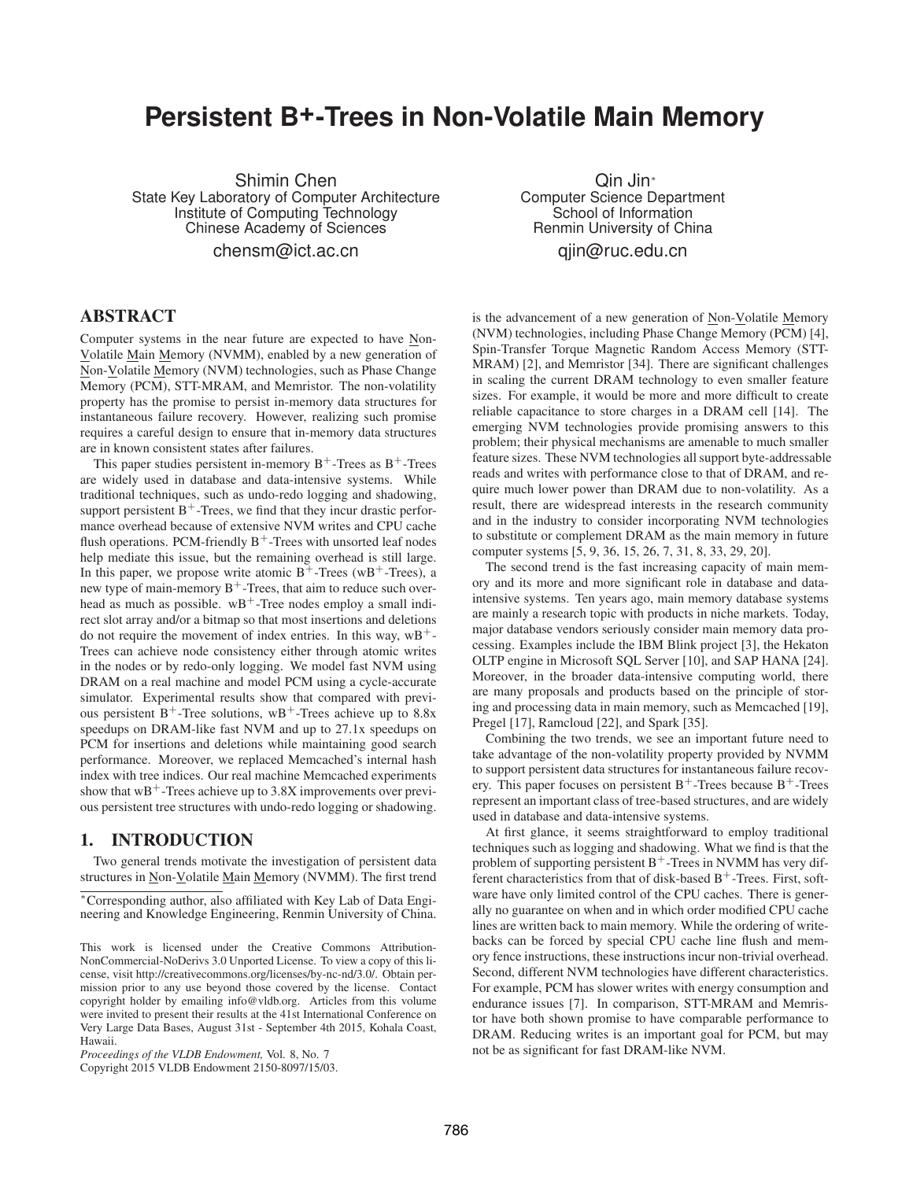# Persistent B+-Trees in Non-Volatile Main Memory

Shimin Chen
State Key Laboratory of Computer Architecture
Institute of Computing Technology
Chinese Academy of Sciences
chensm@ict.ac.cn

Qin Jin*
Computer Science Department
School of Information
Renmin University of China
qjin@ruc.edu.cn

## ABSTRACT

Computer systems in the near future are expected to have Non-Volatile Main Memory (NVMM), enabled by a new generation of Non-Volatile Memory (NVM) technologies, such as Phase Change Memory (PCM), STT-MRAM, and Memristor. The non-volatility property has the promise to persist in-memory data structures for instantaneous failure recovery. However, realizing such promise requires a careful design to ensure that in-memory data structures are in known consistent states after failures.

This paper studies persistent in-memory $B^+$-Trees as $B^+$-Trees are widely used in database and data-intensive systems. While traditional techniques, such as undo-redo logging and shadowing, support persistent $B^+$-Trees, we find that they incur drastic performance overhead because of extensive NVM writes and CPU cache flush operations. PCM-friendly $B^+$-Trees with unsorted leaf nodes help mediate this issue, but the remaining overhead is still large. In this paper, we propose write atomic $B^+$-Trees (w$B^+$-Trees), a new type of main-memory $B^+$-Trees, that aim to reduce such overhead as much as possible. w$B^+$-Tree nodes employ a small indirect slot array and/or a bitmap so that most insertions and deletions do not require the movement of index entries. In this way, w$B^+$-Trees can achieve node consistency either through atomic writes in the nodes or by redo-only logging. We model fast NVM using DRAM on a real machine and model PCM using a cycle-accurate simulator. Experimental results show that compared with previous persistent $B^+$-Tree solutions, w$B^+$-Trees achieve up to 8.8x speedups on DRAM-like fast NVM and up to 27.1x speedups on PCM for insertions and deletions while maintaining good search performance. Moreover, we replaced Memcached's internal hash index with tree indices. Our real machine Memcached experiments show that w$B^+$-Trees achieve up to 3.8X improvements over previous persistent tree structures with undo-redo logging or shadowing.

## 1. INTRODUCTION

Two general trends motivate the investigation of persistent data structures in Non-Volatile Main Memory (NVMM). The first trend is the advancement of a new generation of Non-Volatile Memory (NVM) technologies, including Phase Change Memory (PCM) [4], Spin-Transfer Torque Magnetic Random Access Memory (STT-MRAM) [2], and Memristor [34]. There are significant challenges in scaling the current DRAM technology to even smaller feature sizes. For example, it would be more and more difficult to create reliable capacitance to store charges in a DRAM cell [14]. The emerging NVM technologies provide promising answers to this problem; their physical mechanisms are amenable to much smaller feature sizes. These NVM technologies all support byte-addressable reads and writes with performance close to that of DRAM, and require much lower power than DRAM due to non-volatility. As a result, there are widespread interests in the research community and in the industry to consider incorporating NVM technologies to substitute or complement DRAM as the main memory in future computer systems [5, 9, 36, 15, 26, 7, 31, 8, 33, 29, 20].

The second trend is the fast increasing capacity of main memory and its more and more significant role in database and data-intensive systems. Ten years ago, main memory database systems are mainly a research topic with products in niche markets. Today, major database vendors seriously consider main memory data processing. Examples include the IBM Blink project [3], the Hekaton OLTP engine in Microsoft SQL Server [10], and SAP HANA [24]. Moreover, in the broader data-intensive computing world, there are many proposals and products based on the principle of storing and processing data in main memory, such as Memcached [19], Pregel [17], Ramcloud [22], and Spark [35].

Combining the two trends, we see an important future need to take advantage of the non-volatility property provided by NVMM to support persistent data structures for instantaneous failure recovery. This paper focuses on persistent $B^+$-Trees because $B^+$-Trees represent an important class of tree-based structures, and are widely used in database and data-intensive systems.

At first glance, it seems straightforward to employ traditional techniques such as logging and shadowing. What we find is that the problem of supporting persistent $B^+$-Trees in NVMM has very different characteristics from that of disk-based $B^+$-Trees. First, software have only limited control of the CPU caches. There is generally no guarantee on when and in which order modified CPU cache lines are written back to main memory. While the ordering of writebacks can be forced by special CPU cache line flush and memory fence instructions, these instructions incur non-trivial overhead. Second, different NVM technologies have different characteristics. For example, PCM has slower writes with energy consumption and endurance issues [7]. In comparison, STT-MRAM and Memristor have both shown promise to have comparable performance to DRAM. Reducing writes is an important goal for PCM, but may not be as significant for fast DRAM-like NVM.

*Corresponding author, also affiliated with Key Lab of Data Engineering and Knowledge Engineering, Renmin University of China.

This work is licensed under the Creative Commons Attribution-NonCommercial-NoDerivs 3.0 Unported License. To view a copy of this license, visit http://creativecommons.org/licenses/by-nc-nd/3.0/. Obtain permission prior to any use beyond those covered by the license. Contact copyright holder by emailing info@vldb.org. Articles from this volume were invited to present their results at the 41st International Conference on Very Large Data Bases, August 31st - September 4th 2015, Kohala Coast, Hawaii.
*Proceedings of the VLDB Endowment,* Vol. 8, No. 7
Copyright 2015 VLDB Endowment 2150-8097/15/03.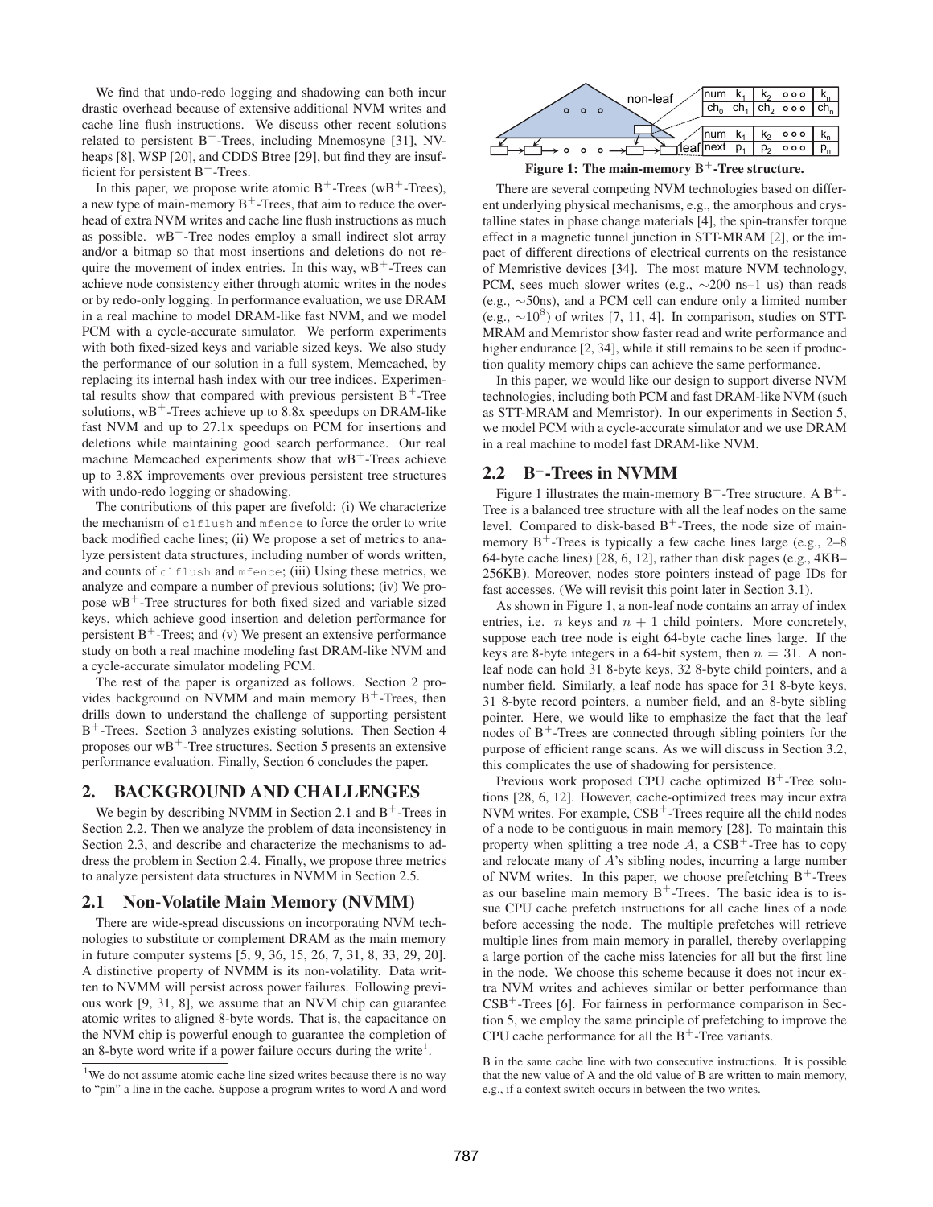We find that undo-redo logging and shadowing can both incur drastic overhead because of extensive additional NVM writes and cache line flush instructions. We discuss other recent solutions related to persistent B$^+$-Trees, including Mnemosyne [31], NV-heaps [8], WSP [20], and CDDS Btree [29], but find they are insufficient for persistent B$^+$-Trees.

In this paper, we propose write atomic B$^+$-Trees (wB$^+$-Trees), a new type of main-memory B$^+$-Trees, that aim to reduce the overhead of extra NVM writes and cache line flush instructions as much as possible. wB$^+$-Tree nodes employ a small indirect slot array and/or a bitmap so that most insertions and deletions do not require the movement of index entries. In this way, wB$^+$-Trees can achieve node consistency either through atomic writes in the nodes or by redo-only logging. In performance evaluation, we use DRAM in a real machine to model DRAM-like fast NVM, and we model PCM with a cycle-accurate simulator. We perform experiments with both fixed-sized keys and variable sized keys. We also study the performance of our solution in a full system, Memcached, by replacing its internal hash index with our tree indices. Experimental results show that compared with previous persistent B$^+$-Tree solutions, wB$^+$-Trees achieve up to 8.8x speedups on DRAM-like fast NVM and up to 27.1x speedups on PCM for insertions and deletions while maintaining good search performance. Our real machine Memcached experiments show that wB$^+$-Trees achieve up to 3.8X improvements over previous persistent tree structures with undo-redo logging or shadowing.

The contributions of this paper are fivefold: (i) We characterize the mechanism of `clflush` and `mfence` to force the order to write back modified cache lines; (ii) We propose a set of metrics to analyze persistent data structures, including number of words written, and counts of `clflush` and `mfence`; (iii) Using these metrics, we analyze and compare a number of previous solutions; (iv) We propose wB$^+$-Tree structures for both fixed sized and variable sized keys, which achieve good insertion and deletion performance for persistent B$^+$-Trees; and (v) We present an extensive performance study on both a real machine modeling fast DRAM-like NVM and a cycle-accurate simulator modeling PCM.

The rest of the paper is organized as follows. Section 2 provides background on NVMM and main memory B$^+$-Trees, then drills down to understand the challenge of supporting persistent B$^+$-Trees. Section 3 analyzes existing solutions. Then Section 4 proposes our wB$^+$-Tree structures. Section 5 presents an extensive performance evaluation. Finally, Section 6 concludes the paper.

## 2. BACKGROUND AND CHALLENGES

We begin by describing NVMM in Section 2.1 and B$^+$-Trees in Section 2.2. Then we analyze the problem of data inconsistency in Section 2.3, and describe and characterize the mechanisms to address the problem in Section 2.4. Finally, we propose three metrics to analyze persistent data structures in NVMM in Section 2.5.

### 2.1 Non-Volatile Main Memory (NVMM)

There are wide-spread discussions on incorporating NVM technologies to substitute or complement DRAM as the main memory in future computer systems [5, 9, 36, 15, 26, 7, 31, 8, 33, 29, 20]. A distinctive property of NVMM is its non-volatility. Data written to NVMM will persist across power failures. Following previous work [9, 31, 8], we assume that an NVM chip can guarantee atomic writes to aligned 8-byte words. That is, the capacitance on the NVM chip is powerful enough to guarantee the completion of an 8-byte word write if a power failure occurs during the write[1].

[1] We do not assume atomic cache line sized writes because there is no way to "pin" a line in the cache. Suppose a program writes to word A and word B in the same cache line with two consecutive instructions. It is possible that the new value of A and the old value of B are written to main memory, e.g., if a context switch occurs in between the two writes.

**Figure 1: The main-memory B$^+$-Tree structure.**

There are several competing NVM technologies based on different underlying physical mechanisms, e.g., the amorphous and crystalline states in phase change materials [4], the spin-transfer torque effect in a magnetic tunnel junction in STT-MRAM [2], or the impact of different directions of electrical currents on the resistance of Memristive devices [34]. The most mature NVM technology, PCM, sees much slower writes (e.g., ∼200 ns–1 us) than reads (e.g., ∼50ns), and a PCM cell can endure only a limited number (e.g., $\sim10^8$) of writes [7, 11, 4]. In comparison, studies on STT-MRAM and Memristor show faster read and write performance and higher endurance [2, 34], while it still remains to be seen if production quality memory chips can achieve the same performance.

In this paper, we would like our design to support diverse NVM technologies, including both PCM and fast DRAM-like NVM (such as STT-MRAM and Memristor). In our experiments in Section 5, we model PCM with a cycle-accurate simulator and we use DRAM in a real machine to model fast DRAM-like NVM.

### 2.2 B$^+$-Trees in NVMM

Figure 1 illustrates the main-memory B$^+$-Tree structure. A B$^+$-Tree is a balanced tree structure with all the leaf nodes on the same level. Compared to disk-based B$^+$-Trees, the node size of main-memory B$^+$-Trees is typically a few cache lines large (e.g., 2–8 64-byte cache lines) [28, 6, 12], rather than disk pages (e.g., 4KB–256KB). Moreover, nodes store pointers instead of page IDs for fast accesses. (We will revisit this point later in Section 3.1).

As shown in Figure 1, a non-leaf node contains an array of index entries, i.e. $n$ keys and $n+1$ child pointers. More concretely, suppose each tree node is eight 64-byte cache lines large. If the keys are 8-byte integers in a 64-bit system, then $n = 31$. A non-leaf node can hold 31 8-byte keys, 32 8-byte child pointers, and a number field. Similarly, a leaf node has space for 31 8-byte keys, 31 8-byte record pointers, a number field, and an 8-byte sibling pointer. Here, we would like to emphasize the fact that the leaf nodes of B$^+$-Trees are connected through sibling pointers for the purpose of efficient range scans. As we will discuss in Section 3.2, this complicates the use of shadowing for persistence.

Previous work proposed CPU cache optimized B$^+$-Tree solutions [28, 6, 12]. However, cache-optimized trees may incur extra NVM writes. For example, CSB$^+$-Trees require all the child nodes of a node to be contiguous in main memory [28]. To maintain this property when splitting a tree node $A$, a CSB$^+$-Tree has to copy and relocate many of $A$'s sibling nodes, incurring a large number of NVM writes. In this paper, we choose prefetching B$^+$-Trees as our baseline main memory B$^+$-Trees. The basic idea is to issue CPU cache prefetch instructions for all cache lines of a node before accessing the node. The multiple prefetches will retrieve multiple lines from main memory in parallel, thereby overlapping a large portion of the cache miss latencies for all but the first line in the node. We choose this scheme because it does not incur extra NVM writes and achieves similar or better performance than CSB$^+$-Trees [6]. For fairness in performance comparison in Section 5, we employ the same principle of prefetching to improve the CPU cache performance for all the B$^+$-Tree variants.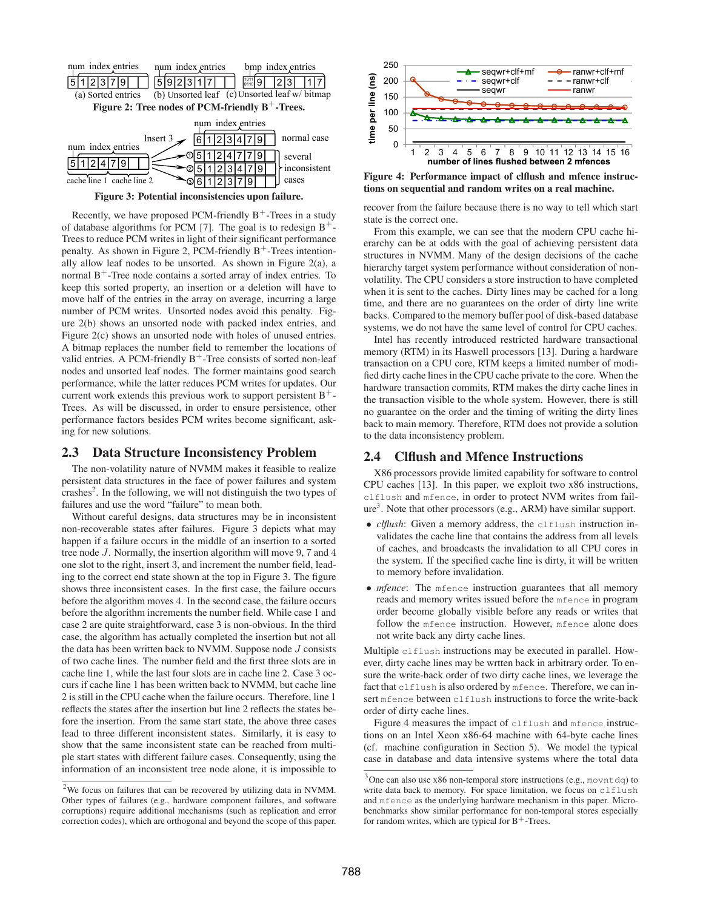Figure 2: Tree nodes of PCM-friendly B+-Trees.

Figure 3: Potential inconsistencies upon failure.

Recently, we have proposed PCM-friendly B+-Trees in a study of database algorithms for PCM [7]. The goal is to redesign B+-Trees to reduce PCM writes in light of their significant performance penalty. As shown in Figure 2, PCM-friendly B+-Trees intentionally allow leaf nodes to be unsorted. As shown in Figure 2(a), a normal B+-Tree node contains a sorted array of index entries. To keep this sorted property, an insertion or a deletion will have to move half of the entries in the array on average, incurring a large number of PCM writes. Unsorted nodes avoid this penalty. Figure 2(b) shows an unsorted node with packed index entries, and Figure 2(c) shows an unsorted node with holes of unused entries. A bitmap replaces the number field to remember the locations of valid entries. A PCM-friendly B+-Tree consists of sorted non-leaf nodes and unsorted leaf nodes. The former maintains good search performance, while the latter reduces PCM writes for updates. Our current work extends this previous work to support persistent B+-Trees. As will be discussed, in order to ensure persistence, other performance factors besides PCM writes become significant, asking for new solutions.

## 2.3 Data Structure Inconsistency Problem

The non-volatility nature of NVMM makes it feasible to realize persistent data structures in the face of power failures and system crashes[2]. In the following, we will not distinguish the two types of failures and use the word "failure" to mean both.

Without careful designs, data structures may be in inconsistent non-recoverable states after failures. Figure 3 depicts what may happen if a failure occurs in the middle of an insertion to a sorted tree node $J$. Normally, the insertion algorithm will move 9, 7 and 4 one slot to the right, insert 3, and increment the number field, leading to the correct end state shown at the top in Figure 3. The figure shows three inconsistent cases. In the first case, the failure occurs before the algorithm moves 4. In the second case, the failure occurs before the algorithm increments the number field. While case 1 and case 2 are quite straightforward, case 3 is non-obvious. In the third case, the algorithm has actually completed the insertion but not all the data has been written back to NVMM. Suppose node $J$ consists of two cache lines. The number field and the first three slots are in cache line 1, while the last four slots are in cache line 2. Case 3 occurs if cache line 1 has been written back to NVMM, but cache line 2 is still in the CPU cache when the failure occurs. Therefore, line 1 reflects the states after the insertion but line 2 reflects the states before the insertion. From the same start state, the above three cases lead to three different inconsistent states. Similarly, it is easy to show that the same inconsistent state can be reached from multiple start states with different failure cases. Consequently, using the information of an inconsistent tree node alone, it is impossible to recover from the failure because there is no way to tell which start state is the correct one.

From this example, we can see that the modern CPU cache hierarchy can be at odds with the goal of achieving persistent data structures in NVMM. Many of the design decisions of the cache hierarchy target system performance without consideration of non-volatility. The CPU considers a store instruction to have completed when it is sent to the caches. Dirty lines may be cached for a long time, and there are no guarantees on the order of dirty line write backs. Compared to the memory buffer pool of disk-based database systems, we do not have the same level of control for CPU caches.

Intel has recently introduced restricted hardware transactional memory (RTM) in its Haswell processors [13]. During a hardware transaction on a CPU core, RTM keeps a limited number of modified dirty cache lines in the CPU cache private to the core. When the hardware transaction commits, RTM makes the dirty cache lines in the transaction visible to the whole system. However, there is still no guarantee on the order and the timing of writing the dirty lines back to main memory. Therefore, RTM does not provide a solution to the data inconsistency problem.

[2]We focus on failures that can be recovered by utilizing data in NVMM. Other types of failures (e.g., hardware component failures, and software corruptions) require additional mechanisms (such as replication and error correction codes), which are orthogonal and beyond the scope of this paper.

Figure 4: Performance impact of clflush and mfence instructions on sequential and random writes on a real machine.

## 2.4 Clflush and Mfence Instructions

X86 processors provide limited capability for software to control CPU caches [13]. In this paper, we exploit two x86 instructions, `clflush` and `mfence`, in order to protect NVM writes from failure[3]. Note that other processors (e.g., ARM) have similar support.

- *clflush*: Given a memory address, the `clflush` instruction invalidates the cache line that contains the address from all levels of caches, and broadcasts the invalidation to all CPU cores in the system. If the specified cache line is dirty, it will be written to memory before invalidation.
- *mfence*: The `mfence` instruction guarantees that all memory reads and memory writes issued before the `mfence` in program order become globally visible before any reads or writes that follow the `mfence` instruction. However, `mfence` alone does not write back any dirty cache lines.

Multiple `clflush` instructions may be executed in parallel. However, dirty cache lines may be wrtten back in arbitrary order. To ensure the write-back order of two dirty cache lines, we leverage the fact that `clflush` is also ordered by `mfence`. Therefore, we can insert `mfence` between `clflush` instructions to force the write-back order of dirty cache lines.

Figure 4 measures the impact of `clflush` and `mfence` instructions on an Intel Xeon x86-64 machine with 64-byte cache lines (cf. machine configuration in Section 5). We model the typical case in database and data intensive systems where the total data

[3]One can also use x86 non-temporal store instructions (e.g., `movntdq`) to write data back to memory. For space limitation, we focus on `clflush` and `mfence` as the underlying hardware mechanism in this paper. Microbenchmarks show similar performance for non-temporal stores especially for random writes, which are typical for B+-Trees.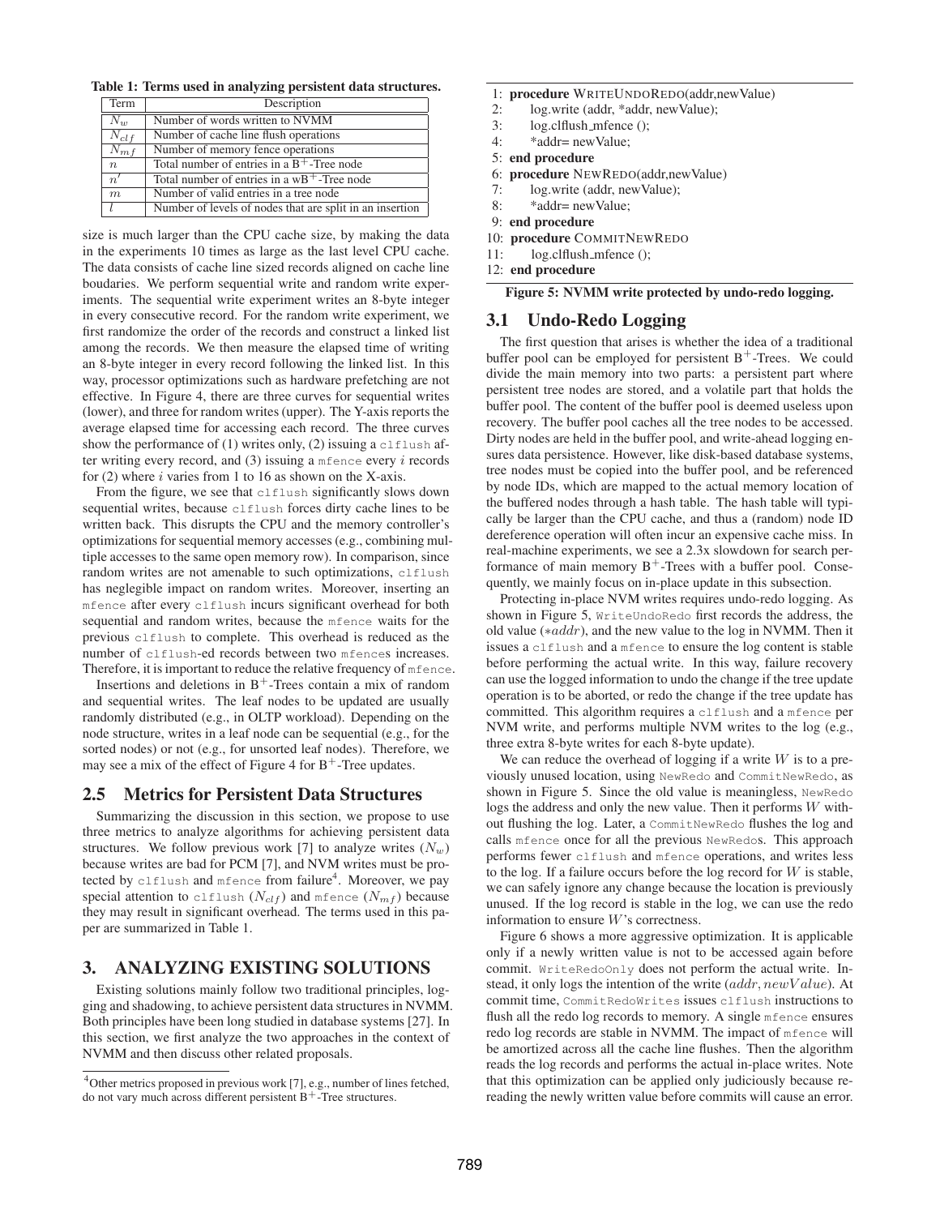Table 1: Terms used in analyzing persistent data structures.

| Term | Description |
|---|---|
| $N_w$ | Number of words written to NVMM |
| $N_{clf}$ | Number of cache line flush operations |
| $N_{mf}$ | Number of memory fence operations |
| $n$ | Total number of entries in a B$^+$-Tree node |
| $n'$ | Total number of entries in a wB$^+$-Tree node |
| $m$ | Number of valid entries in a tree node |
| $l$ | Number of levels of nodes that are split in an insertion |

size is much larger than the CPU cache size, by making the data in the experiments 10 times as large as the last level CPU cache. The data consists of cache line sized records aligned on cache line boudaries. We perform sequential write and random write experiments. The sequential write experiment writes an 8-byte integer in every consecutive record. For the random write experiment, we first randomize the order of the records and construct a linked list among the records. We then measure the elapsed time of writing an 8-byte integer in every record following the linked list. In this way, processor optimizations such as hardware prefetching are not effective. In Figure 4, there are three curves for sequential writes (lower), and three for random writes (upper). The Y-axis reports the average elapsed time for accessing each record. The three curves show the performance of (1) writes only, (2) issuing a `clflush` after writing every record, and (3) issuing a `mfence` every $i$ records for (2) where $i$ varies from 1 to 16 as shown on the X-axis.

From the figure, we see that `clflush` significantly slows down sequential writes, because `clflush` forces dirty cache lines to be written back. This disrupts the CPU and the memory controller's optimizations for sequential memory accesses (e.g., combining multiple accesses to the same open memory row). In comparison, since random writes are not amenable to such optimizations, `clflush` has neglegible impact on random writes. Moreover, inserting an `mfence` after every `clflush` incurs significant overhead for both sequential and random writes, because the `mfence` waits for the previous `clflush` to complete. This overhead is reduced as the number of `clflush`-ed records between two `mfence`s increases. Therefore, it is important to reduce the relative frequency of `mfence`.

Insertions and deletions in B$^+$-Trees contain a mix of random and sequential writes. The leaf nodes to be updated are usually randomly distributed (e.g., in OLTP workload). Depending on the node structure, writes in a leaf node can be sequential (e.g., for the sorted nodes) or not (e.g., for unsorted leaf nodes). Therefore, we may see a mix of the effect of Figure 4 for B$^+$-Tree updates.

## 2.5 Metrics for Persistent Data Structures

Summarizing the discussion in this section, we propose to use three metrics to analyze algorithms for achieving persistent data structures. We follow previous work [7] to analyze writes ($N_w$) because writes are bad for PCM [7], and NVM writes must be protected by `clflush` and `mfence` from failure[4]. Moreover, we pay special attention to `clflush` ($N_{clf}$) and `mfence` ($N_{mf}$) because they may result in significant overhead. The terms used in this paper are summarized in Table 1.

# 3. ANALYZING EXISTING SOLUTIONS

Existing solutions mainly follow two traditional principles, logging and shadowing, to achieve persistent data structures in NVMM. Both principles have been long studied in database systems [27]. In this section, we first analyze the two approaches in the context of NVMM and then discuss other related proposals.

[4]Other metrics proposed in previous work [7], e.g., number of lines fetched, do not vary much across different persistent B$^+$-Tree structures.

```
1: procedure WRITEUNDOREDO(addr,newValue)
2:     log.write (addr, *addr, newValue);
3:     log.clflush_mfence ();
4:     *addr= newValue;
5: end procedure
6: procedure NEWREDO(addr,newValue)
7:     log.write (addr, newValue);
8:     *addr= newValue;
9: end procedure
10: procedure COMMITNEWREDO
11:     log.clflush_mfence ();
12: end procedure
```

Figure 5: NVMM write protected by undo-redo logging.

## 3.1 Undo-Redo Logging

The first question that arises is whether the idea of a traditional buffer pool can be employed for persistent B$^+$-Trees. We could divide the main memory into two parts: a persistent part where persistent tree nodes are stored, and a volatile part that holds the buffer pool. The content of the buffer pool is deemed useless upon recovery. The buffer pool caches all the tree nodes to be accessed. Dirty nodes are held in the buffer pool, and write-ahead logging ensures data persistence. However, like disk-based database systems, tree nodes must be copied into the buffer pool, and be referenced by node IDs, which are mapped to the actual memory location of the buffered nodes through a hash table. The hash table will typically be larger than the CPU cache, and thus a (random) node ID dereference operation will often incur an expensive cache miss. In real-machine experiments, we see a 2.3x slowdown for search performance of main memory B$^+$-Trees with a buffer pool. Consequently, we mainly focus on in-place update in this subsection.

Protecting in-place NVM writes requires undo-redo logging. As shown in Figure 5, `WriteUndoRedo` first records the address, the old value ($*addr$), and the new value to the log in NVMM. Then it issues a `clflush` and a `mfence` to ensure the log content is stable before performing the actual write. In this way, failure recovery can use the logged information to undo the change if the tree update operation is to be aborted, or redo the change if the tree update has committed. This algorithm requires a `clflush` and a `mfence` per NVM write, and performs multiple NVM writes to the log (e.g., three extra 8-byte writes for each 8-byte update).

We can reduce the overhead of logging if a write $W$ is to a previously unused location, using `NewRedo` and `CommitNewRedo`, as shown in Figure 5. Since the old value is meaningless, `NewRedo` logs the address and only the new value. Then it performs $W$ without flushing the log. Later, a `CommitNewRedo` flushes the log and calls `mfence` once for all the previous `NewRedo`s. This approach performs fewer `clflush` and `mfence` operations, and writes less to the log. If a failure occurs before the log record for $W$ is stable, we can safely ignore any change because the location is previously unused. If the log record is stable in the log, we can use the redo information to ensure $W$'s correctness.

Figure 6 shows a more aggressive optimization. It is applicable only if a newly written value is not to be accessed again before commit. `WriteRedoOnly` does not perform the actual write. Instead, it only logs the intention of the write ($addr, newValue$). At commit time, `CommitRedoWrites` issues `clflush` instructions to flush all the redo log records to memory. A single `mfence` ensures redo log records are stable in NVMM. The impact of `mfence` will be amortized across all the cache line flushes. Then the algorithm reads the log records and performs the actual in-place writes. Note that this optimization can be applied only judiciously because re-reading the newly written value before commits will cause an error.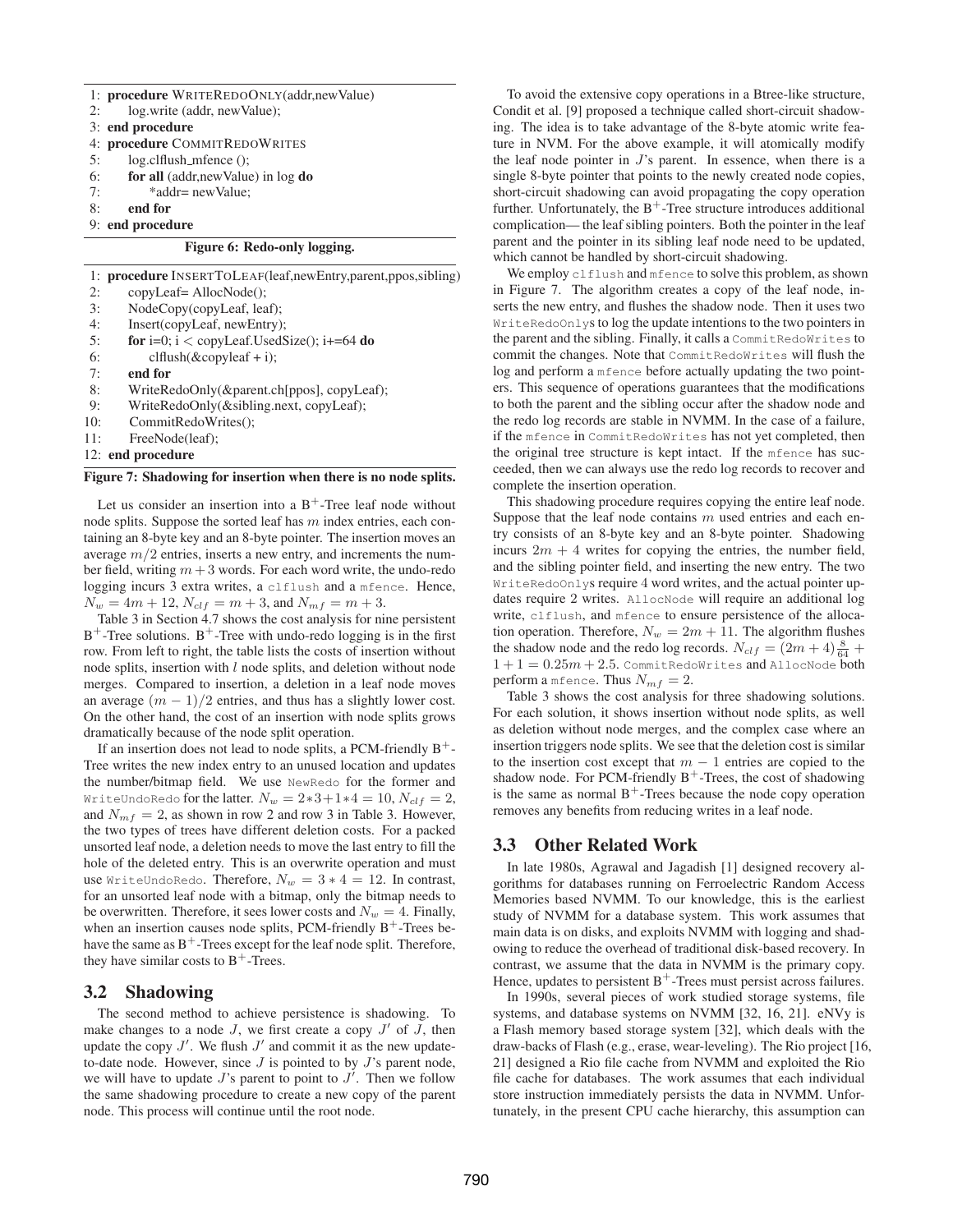```
1: procedure WRITEREDOONLY(addr,newValue)
2:     log.write (addr, newValue);
3: end procedure
4: procedure COMMITREDOWRITES
5:     log.clflush_mfence ();
6:     for all (addr,newValue) in log do
7:         *addr= newValue;
8:     end for
9: end procedure
```

**Figure 6: Redo-only logging.**

```
1: procedure INSERTTOLEAF(leaf,newEntry,parent,ppos,sibling)
2:     copyLeaf= AllocNode();
3:     NodeCopy(copyLeaf, leaf);
4:     Insert(copyLeaf, newEntry);
5:     for i=0; i < copyLeaf.UsedSize(); i+=64 do
6:         clflush(&copyleaf + i);
7:     end for
8:     WriteRedoOnly(&parent.ch[ppos], copyLeaf);
9:     WriteRedoOnly(&sibling.next, copyLeaf);
10:    CommitRedoWrites();
11:    FreeNode(leaf);
12: end procedure
```

**Figure 7: Shadowing for insertion when there is no node splits.**

Let us consider an insertion into a B$^+$-Tree leaf node without node splits. Suppose the sorted leaf has $m$ index entries, each containing an 8-byte key and an 8-byte pointer. The insertion moves an average $m/2$ entries, inserts a new entry, and increments the number field, writing $m+3$ words. For each word write, the undo-redo logging incurs 3 extra writes, a clflush and a mfence. Hence, $N_w = 4m + 12$, $N_{clf} = m + 3$, and $N_{mf} = m + 3$.

Table 3 in Section 4.7 shows the cost analysis for nine persistent B$^+$-Tree solutions. B$^+$-Tree with undo-redo logging is in the first row. From left to right, the table lists the costs of insertion without node splits, insertion with $l$ node splits, and deletion without node merges. Compared to insertion, a deletion in a leaf node moves an average $(m-1)/2$ entries, and thus has a slightly lower cost. On the other hand, the cost of an insertion with node splits grows dramatically because of the node split operation.

If an insertion does not lead to node splits, a PCM-friendly B$^+$-Tree writes the new index entry to an unused location and updates the number/bitmap field. We use NewRedo for the former and WriteUndoRedo for the latter. $N_w = 2*3+1*4 = 10$, $N_{clf} = 2$, and $N_{mf} = 2$, as shown in row 2 and row 3 in Table 3. However, the two types of trees have different deletion costs. For a packed unsorted leaf node, a deletion needs to move the last entry to fill the hole of the deleted entry. This is an overwrite operation and must use WriteUndoRedo. Therefore, $N_w = 3*4 = 12$. In contrast, for an unsorted leaf node with a bitmap, only the bitmap needs to be overwritten. Therefore, it sees lower costs and $N_w = 4$. Finally, when an insertion causes node splits, PCM-friendly B$^+$-Trees behave the same as B$^+$-Trees except for the leaf node split. Therefore, they have similar costs to B$^+$-Trees.

## 3.2 Shadowing

The second method to achieve persistence is shadowing. To make changes to a node $J$, we first create a copy $J'$ of $J$, then update the copy $J'$. We flush $J'$ and commit it as the new update-to-date node. However, since $J$ is pointed to by $J$'s parent node, we will have to update $J$'s parent to point to $J'$. Then we follow the same shadowing procedure to create a new copy of the parent node. This process will continue until the root node.

To avoid the extensive copy operations in a Btree-like structure, Condit et al. [9] proposed a technique called short-circuit shadowing. The idea is to take advantage of the 8-byte atomic write feature in NVM. For the above example, it will atomically modify the leaf node pointer in $J$'s parent. In essence, when there is a single 8-byte pointer that points to the newly created node copies, short-circuit shadowing can avoid propagating the copy operation further. Unfortunately, the B$^+$-Tree structure introduces additional complication— the leaf sibling pointers. Both the pointer in the leaf parent and the pointer in its sibling leaf node need to be updated, which cannot be handled by short-circuit shadowing.

We employ clflush and mfence to solve this problem, as shown in Figure 7. The algorithm creates a copy of the leaf node, inserts the new entry, and flushes the shadow node. Then it uses two WriteRedoOnlys to log the update intentions to the two pointers in the parent and the sibling. Finally, it calls a CommitRedoWrites to commit the changes. Note that CommitRedoWrites will flush the log and perform a mfence before actually updating the two pointers. This sequence of operations guarantees that the modifications to both the parent and the sibling occur after the shadow node and the redo log records are stable in NVMM. In the case of a failure, if the mfence in CommitRedoWrites has not yet completed, then the original tree structure is kept intact. If the mfence has succeeded, then we can always use the redo log records to recover and complete the insertion operation.

This shadowing procedure requires copying the entire leaf node. Suppose that the leaf node contains $m$ used entries and each entry consists of an 8-byte key and an 8-byte pointer. Shadowing incurs $2m+4$ writes for copying the entries, the number field, and the sibling pointer field, and inserting the new entry. The two WriteRedoOnlys require 4 word writes, and the actual pointer updates require 2 writes. AllocNode will require an additional log write, clflush, and mfence to ensure persistence of the allocation operation. Therefore, $N_w = 2m + 11$. The algorithm flushes the shadow node and the redo log records. $N_{clf} = (2m+4)\frac{8}{64} + 1 + 1 = 0.25m + 2.5$. CommitRedoWrites and AllocNode both perform a mfence. Thus $N_{mf} = 2$.

Table 3 shows the cost analysis for three shadowing solutions. For each solution, it shows insertion without node splits, as well as deletion without node merges, and the complex case where an insertion triggers node splits. We see that the deletion cost is similar to the insertion cost except that $m-1$ entries are copied to the shadow node. For PCM-friendly B$^+$-Trees, the cost of shadowing is the same as normal B$^+$-Trees because the node copy operation removes any benefits from reducing writes in a leaf node.

## 3.3 Other Related Work

In late 1980s, Agrawal and Jagadish [1] designed recovery algorithms for databases running on Ferroelectric Random Access Memories based NVMM. To our knowledge, this is the earliest study of NVMM for a database system. This work assumes that main data is on disks, and exploits NVMM with logging and shadowing to reduce the overhead of traditional disk-based recovery. In contrast, we assume that the data in NVMM is the primary copy. Hence, updates to persistent B$^+$-Trees must persist across failures.

In 1990s, several pieces of work studied storage systems, file systems, and database systems on NVMM [32, 16, 21]. eNVy is a Flash memory based storage system [32], which deals with the draw-backs of Flash (e.g., erase, wear-leveling). The Rio project [16, 21] designed a Rio file cache from NVMM and exploited the Rio file cache for databases. The work assumes that each individual store instruction immediately persists the data in NVMM. Unfortunately, in the present CPU cache hierarchy, this assumption can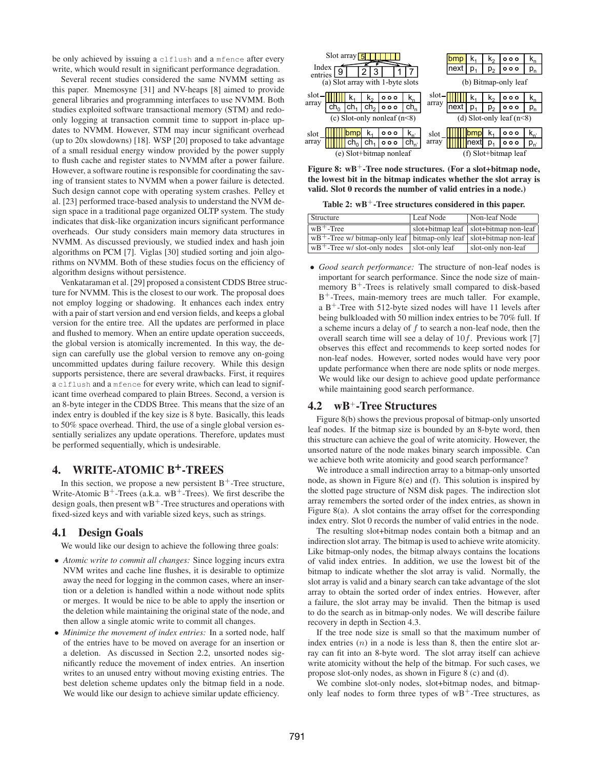be only achieved by issuing a `clflush` and a `mfence` after every write, which would result in significant performance degradation.

Several recent studies considered the same NVMM setting as this paper. Mnemosyne [31] and NV-heaps [8] aimed to provide general libraries and programming interfaces to use NVMM. Both studies exploited software transactional memory (STM) and redo-only logging at transaction commit time to support in-place updates to NVMM. However, STM may incur significant overhead (up to 20x slowdowns) [18]. WSP [20] proposed to take advantage of a small residual energy window provided by the power supply to flush cache and register states to NVMM after a power failure. However, a software routine is responsible for coordinating the saving of transient states to NVMM when a power failure is detected. Such design cannot cope with operating system crashes. Pelley et al. [23] performed trace-based analysis to understand the NVM design space in a traditional page organized OLTP system. The study indicates that disk-like organization incurs significant performance overheads. Our study considers main memory data structures in NVMM. As discussed previously, we studied index and hash join algorithms on PCM [7]. Viglas [30] studied sorting and join algorithms on NVMM. Both of these studies focus on the efficiency of algorithm designs without persistence.

Venkataraman et al. [29] proposed a consistent CDDS Btree structure for NVMM. This is the closest to our work. The proposal does not employ logging or shadowing. It enhances each index entry with a pair of start version and end version fields, and keeps a global version for the entire tree. All the updates are performed in place and flushed to memory. When an entire update operation succeeds, the global version is atomically incremented. In this way, the design can carefully use the global version to remove any on-going uncommitted updates during failure recovery. While this design supports persistence, there are several drawbacks. First, it requires a `clflush` and a `mfence` for every write, which can lead to significant time overhead compared to plain Btrees. Second, a version is an 8-byte integer in the CDDS Btree. This means that the size of an index entry is doubled if the key size is 8 byte. Basically, this leads to 50% space overhead. Third, the use of a single global version essentially serializes any update operations. Therefore, updates must be performed sequentially, which is undesirable.

# 4. WRITE-ATOMIC B+-TREES

In this section, we propose a new persistent B+-Tree structure, Write-Atomic B+-Trees (a.k.a. wB+-Trees). We first describe the design goals, then present wB+-Tree structures and operations with fixed-sized keys and with variable sized keys, such as strings.

## 4.1 Design Goals

We would like our design to achieve the following three goals:

- *Atomic write to commit all changes:* Since logging incurs extra NVM writes and cache line flushes, it is desirable to optimize away the need for logging in the common cases, where an insertion or a deletion is handled within a node without node splits or merges. It would be nice to be able to apply the insertion or the deletion while maintaining the original state of the node, and then allow a single atomic write to commit all changes.
- *Minimize the movement of index entries:* In a sorted node, half of the entries have to be moved on average for an insertion or a deletion. As discussed in Section 2.2, unsorted nodes significantly reduce the movement of index entries. An insertion writes to an unused entry without moving existing entries. The best deletion scheme updates only the bitmap field in a node. We would like our design to achieve similar update efficiency.
- *Good search performance:* The structure of non-leaf nodes is important for search performance. Since the node size of main-memory B+-Trees is relatively small compared to disk-based B+-Trees, main-memory trees are much taller. For example, a B+-Tree with 512-byte sized nodes will have 11 levels after being bulkloaded with 50 million index entries to be 70% full. If a scheme incurs a delay of $f$ to search a non-leaf node, then the overall search time will see a delay of $10f$. Previous work [7] observes this effect and recommends to keep sorted nodes for non-leaf nodes. However, sorted nodes would have very poor update performance when there are node splits or node merges. We would like our design to achieve good update performance while maintaining good search performance.

Figure 8: wB+-Tree node structures. (For a slot+bitmap node, the lowest bit in the bitmap indicates whether the slot array is valid. Slot 0 records the number of valid entries in a node.)

Table 2: wB+-Tree structures considered in this paper.

| Structure | Leaf Node | Non-leaf Node |
|---|---|---|
| wB+-Tree | slot+bitmap leaf | slot+bitmap non-leaf |
| wB+-Tree w/ bitmap-only leaf | bitmap-only leaf | slot+bitmap non-leaf |
| wB+-Tree w/ slot-only nodes | slot-only leaf | slot-only non-leaf |

## 4.2 wB+-Tree Structures

Figure 8(b) shows the previous proposal of bitmap-only unsorted leaf nodes. If the bitmap size is bounded by an 8-byte word, then this structure can achieve the goal of write atomicity. However, the unsorted nature of the node makes binary search impossible. Can we achieve both write atomicity and good search performance?

We introduce a small indirection array to a bitmap-only unsorted node, as shown in Figure 8(e) and (f). This solution is inspired by the slotted page structure of NSM disk pages. The indirection slot array remembers the sorted order of the index entries, as shown in Figure 8(a). A slot contains the array offset for the corresponding index entry. Slot 0 records the number of valid entries in the node.

The resulting slot+bitmap nodes contain both a bitmap and an indirection slot array. The bitmap is used to achieve write atomicity. Like bitmap-only nodes, the bitmap always contains the locations of valid index entries. In addition, we use the lowest bit of the bitmap to indicate whether the slot array is valid. Normally, the slot array is valid and a binary search can take advantage of the slot array to obtain the sorted order of index entries. However, after a failure, the slot array may be invalid. Then the bitmap is used to do the search as in bitmap-only nodes. We will describe failure recovery in depth in Section 4.3.

If the tree node size is small so that the maximum number of index entries ($n$) in a node is less than 8, then the entire slot array can fit into an 8-byte word. The slot array itself can achieve write atomicity without the help of the bitmap. For such cases, we propose slot-only nodes, as shown in Figure 8 (c) and (d).

We combine slot-only nodes, slot+bitmap nodes, and bitmap-only leaf nodes to form three types of wB+-Tree structures, as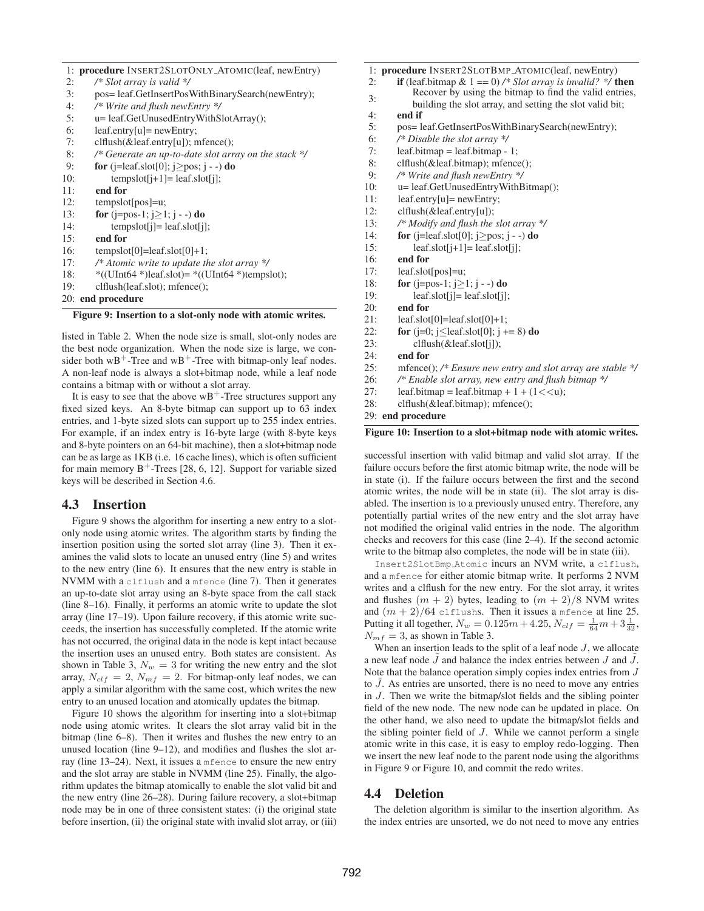```
 1: procedure INSERT2SLOTONLY_ATOMIC(leaf, newEntry)
 2:     /* Slot array is valid */
 3:     pos= leaf.GetInsertPosWithBinarySearch(newEntry);
 4:     /* Write and flush newEntry */
 5:     u= leaf.GetUnusedEntryWithSlotArray();
 6:     leaf.entry[u]= newEntry;
 7:     clflush(&leaf.entry[u]); mfence();
 8:     /* Generate an up-to-date slot array on the stack */
 9:     for (j=leaf.slot[0]; j≥pos; j - -) do
10:         tempslot[j+1]= leaf.slot[j];
11:     end for
12:     tempslot[pos]=u;
13:     for (j=pos-1; j≥1; j - -) do
14:         tempslot[j]= leaf.slot[j];
15:     end for
16:     tempslot[0]=leaf.slot[0]+1;
17:     /* Atomic write to update the slot array */
18:     *((UInt64 *)leaf.slot)= *((UInt64 *)tempslot);
19:     clflush(leaf.slot); mfence();
20: end procedure
```

**Figure 9: Insertion to a slot-only node with atomic writes.**

listed in Table 2. When the node size is small, slot-only nodes are the best node organization. When the node size is large, we consider both wB$^+$-Tree and wB$^+$-Tree with bitmap-only leaf nodes. A non-leaf node is always a slot+bitmap node, while a leaf node contains a bitmap with or without a slot array.

It is easy to see that the above wB$^+$-Tree structures support any fixed sized keys. An 8-byte bitmap can support up to 63 index entries, and 1-byte sized slots can support up to 255 index entries. For example, if an index entry is 16-byte large (with 8-byte keys and 8-byte pointers on an 64-bit machine), then a slot+bitmap node can be as large as 1KB (i.e. 16 cache lines), which is often sufficient for main memory B$^+$-Trees [28, 6, 12]. Support for variable sized keys will be described in Section 4.6.

## 4.3 Insertion

Figure 9 shows the algorithm for inserting a new entry to a slot-only node using atomic writes. The algorithm starts by finding the insertion position using the sorted slot array (line 3). Then it examines the valid slots to locate an unused entry (line 5) and writes to the new entry (line 6). It ensures that the new entry is stable in NVMM with a `clflush` and a `mfence` (line 7). Then it generates an up-to-date slot array using an 8-byte space from the call stack (line 8–16). Finally, it performs an atomic write to update the slot array (line 17–19). Upon failure recovery, if this atomic write succeeds, the insertion has successfully completed. If the atomic write has not occurred, the original data in the node is kept intact because the insertion uses an unused entry. Both states are consistent. As shown in Table 3, $N_w = 3$ for writing the new entry and the slot array, $N_{clf} = 2$, $N_{mf} = 2$. For bitmap-only leaf nodes, we can apply a similar algorithm with the same cost, which writes the new entry to an unused location and atomically updates the bitmap.

Figure 10 shows the algorithm for inserting into a slot+bitmap node using atomic writes. It clears the slot array valid bit in the bitmap (line 6–8). Then it writes and flushes the new entry to an unused location (line 9–12), and modifies and flushes the slot array (line 13–24). Next, it issues a `mfence` to ensure the new entry and the slot array are stable in NVMM (line 25). Finally, the algorithm updates the bitmap atomically to enable the slot valid bit and the new entry (line 26–28). During failure recovery, a slot+bitmap node may be in one of three consistent states: (i) the original state before insertion, (ii) the original state with invalid slot array, or (iii)

```
 1: procedure INSERT2SLOTBMP_ATOMIC(leaf, newEntry)
 2:     if (leaf.bitmap & 1 == 0) /* Slot array is invalid? */ then
 3:         Recover by using the bitmap to find the valid entries,
            building the slot array, and setting the slot valid bit;
 4:     end if
 5:     pos= leaf.GetInsertPosWithBinarySearch(newEntry);
 6:     /* Disable the slot array */
 7:     leaf.bitmap = leaf.bitmap - 1;
 8:     clflush(&leaf.bitmap); mfence();
 9:     /* Write and flush newEntry */
10:     u= leaf.GetUnusedEntryWithBitmap();
11:     leaf.entry[u]= newEntry;
12:     clflush(&leaf.entry[u]);
13:     /* Modify and flush the slot array */
14:     for (j=leaf.slot[0]; j≥pos; j - -) do
15:         leaf.slot[j+1]= leaf.slot[j];
16:     end for
17:     leaf.slot[pos]=u;
18:     for (j=pos-1; j≥1; j - -) do
19:         leaf.slot[j]= leaf.slot[j];
20:     end for
21:     leaf.slot[0]=leaf.slot[0]+1;
22:     for (j=0; j≤leaf.slot[0]; j += 8) do
23:         clflush(&leaf.slot[j]);
24:     end for
25:     mfence(); /* Ensure new entry and slot array are stable */
26:     /* Enable slot array, new entry and flush bitmap */
27:     leaf.bitmap = leaf.bitmap + 1 + (1<<u);
28:     clflush(&leaf.bitmap); mfence();
29: end procedure
```

**Figure 10: Insertion to a slot+bitmap node with atomic writes.**

successful insertion with valid bitmap and valid slot array. If the failure occurs before the first atomic bitmap write, the node will be in state (i). If the failure occurs between the first and the second atomic writes, the node will be in state (ii). The slot array is disabled. The insertion is to a previously unused entry. Therefore, any potentially partial writes of the new entry and the slot array have not modified the original valid entries in the node. The algorithm checks and recovers for this case (line 2–4). If the second actomic write to the bitmap also completes, the node will be in state (iii).

`Insert2SlotBmp_Atomic` incurs an NVM write, a `clflush`, and a `mfence` for either atomic bitmap write. It performs 2 NVM writes and a clflush for the new entry. For the slot array, it writes and flushes $(m + 2)$ bytes, leading to $(m + 2)/8$ NVM writes and $(m + 2)/64$ `clflush`s. Then it issues a `mfence` at line 25. Putting it all together, $N_w = 0.125m + 4.25$, $N_{clf} = \frac{1}{64}m + 3\frac{1}{32}$, $N_{mf} = 3$, as shown in Table 3.

When an insertion leads to the split of a leaf node $J$, we allocate a new leaf node $\tilde{J}$ and balance the index entries between $J$ and $\tilde{J}$. Note that the balance operation simply copies index entries from $J$ to $\tilde{J}$. As entries are unsorted, there is no need to move any entries in $J$. Then we write the bitmap/slot fields and the sibling pointer field of the new node. The new node can be updated in place. On the other hand, we also need to update the bitmap/slot fields and the sibling pointer field of $J$. While we cannot perform a single atomic write in this case, it is easy to employ redo-logging. Then we insert the new leaf node to the parent node using the algorithms in Figure 9 or Figure 10, and commit the redo writes.

## 4.4 Deletion

The deletion algorithm is similar to the insertion algorithm. As the index entries are unsorted, we do not need to move any entries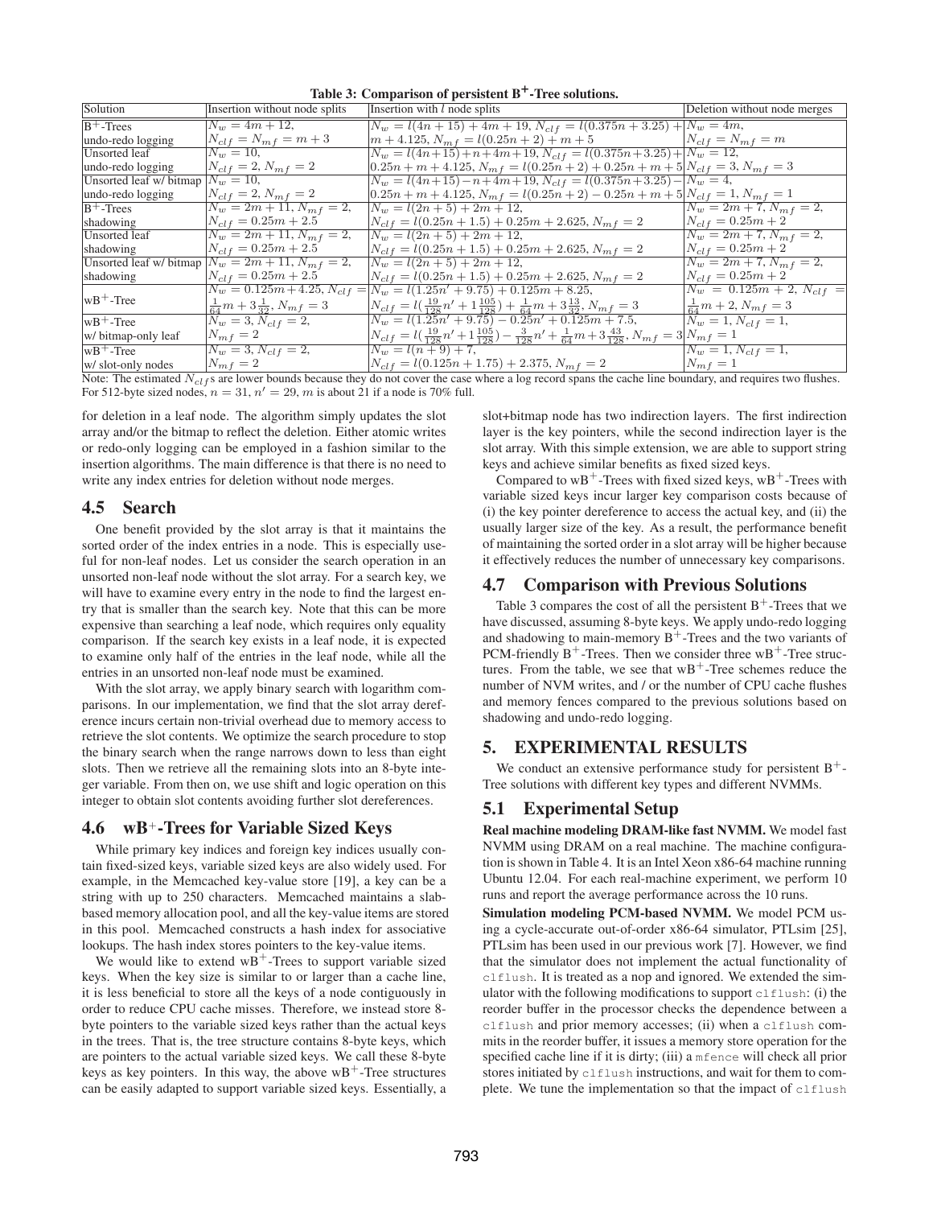**Table 3: Comparison of persistent B$^+$-Tree solutions.**

| Solution | Insertion without node splits | Insertion with $l$ node splits | Deletion without node merges |
|---|---|---|---|
| B$^+$-Trees undo-redo logging | $N_w = 4m + 12$, $N_{clf} = N_{mf} = m + 3$ | $N_w = l(4n + 15) + 4m + 19$, $N_{clf} = l(0.375n + 3.25) + m + 4.125$, $N_{mf} = l(0.25n + 2) + m + 5$ | $N_w = 4m$, $N_{clf} = N_{mf} = m$ |
| Unsorted leaf undo-redo logging | $N_w = 10$, $N_{clf} = 2$, $N_{mf} = 2$ | $N_w = l(4n+15)+n+4m+19$, $N_{clf} = l(0.375n+3.25)+0.25n + m + 4.125$, $N_{mf} = l(0.25n + 2) + 0.25n + m + 5$ | $N_w = 12$, $N_{clf} = 3$, $N_{mf} = 3$ |
| Unsorted leaf w/ bitmap undo-redo logging | $N_w = 10$, $N_{clf} = 2$, $N_{mf} = 2$ | $N_w = l(4n+15)-n+4m+19$, $N_{clf} = l(0.375n+3.25)-0.25n + m + 4.125$, $N_{mf} = l(0.25n + 2) - 0.25n + m + 5$ | $N_w = 4$, $N_{clf} = 1$, $N_{mf} = 1$ |
| B$^+$-Trees shadowing | $N_w = 2m + 11$, $N_{mf} = 2$, $N_{clf} = 0.25m + 2.5$ | $N_w = l(2n + 5) + 2m + 12$, $N_{clf} = l(0.25n + 1.5) + 0.25m + 2.625$, $N_{mf} = 2$ | $N_w = 2m + 7$, $N_{mf} = 2$, $N_{clf} = 0.25m + 2$ |
| Unsorted leaf shadowing | $N_w = 2m + 11$, $N_{mf} = 2$, $N_{clf} = 0.25m + 2.5$ | $N_w = l(2n + 5) + 2m + 12$, $N_{clf} = l(0.25n + 1.5) + 0.25m + 2.625$, $N_{mf} = 2$ | $N_w = 2m + 7$, $N_{mf} = 2$, $N_{clf} = 0.25m + 2$ |
| Unsorted leaf w/ bitmap shadowing | $N_w = 2m + 11$, $N_{mf} = 2$, $N_{clf} = 0.25m + 2.5$ | $N_w = l(2n + 5) + 2m + 12$, $N_{clf} = l(0.25n + 1.5) + 0.25m + 2.625$, $N_{mf} = 2$ | $N_w = 2m + 7$, $N_{mf} = 2$, $N_{clf} = 0.25m + 2$ |
| wB$^+$-Tree | $N_w = 0.125m + 4.25$, $N_{clf} = \frac{1}{64}m + 3\frac{1}{32}$, $N_{mf} = 3$ | $N_w = l(1.25n' + 9.75) + 0.125m + 8.25$, $N_{clf} = l(\frac{19}{128}n' + 1\frac{105}{128}) + \frac{1}{64}m + 3\frac{13}{32}$, $N_{mf} = 3$ | $N_w = 0.125m + 2$, $N_{clf} = \frac{1}{64}m + 2$, $N_{mf} = 3$ |
| wB$^+$-Tree w/ bitmap-only leaf | $N_w = 3$, $N_{clf} = 2$, $N_{mf} = 2$ | $N_w = l(1.25n' + 9.75) - 0.25n' + 0.125m + 7.5$, $N_{clf} = l(\frac{19}{128}n' + 1\frac{105}{128}) - \frac{3}{128}n' + \frac{1}{64}m + 3\frac{43}{128}$, $N_{mf} = 3$ | $N_w = 1$, $N_{clf} = 1$, $N_{mf} = 1$ |
| wB$^+$-Tree w/ slot-only nodes | $N_w = 3$, $N_{clf} = 2$, $N_{mf} = 2$ | $N_w = l(n + 9) + 7$, $N_{clf} = l(0.125n + 1.75) + 2.375$, $N_{mf} = 2$ | $N_w = 1$, $N_{clf} = 1$, $N_{mf} = 1$ |

Note: The estimated $N_{clf}$s are lower bounds because they do not cover the case where a log record spans the cache line boundary, and requires two flushes. For 512-byte sized nodes, $n = 31$, $n' = 29$, $m$ is about 21 if a node is 70% full.

for deletion in a leaf node. The algorithm simply updates the slot array and/or the bitmap to reflect the deletion. Either atomic writes or redo-only logging can be employed in a fashion similar to the insertion algorithms. The main difference is that there is no need to write any index entries for deletion without node merges.

## 4.5 Search

One benefit provided by the slot array is that it maintains the sorted order of the index entries in a node. This is especially useful for non-leaf nodes. Let us consider the search operation in an unsorted non-leaf node without the slot array. For a search key, we will have to examine every entry in the node to find the largest entry that is smaller than the search key. Note that this can be more expensive than searching a leaf node, which requires only equality comparison. If the search key exists in a leaf node, it is expected to examine only half of the entries in the leaf node, while all the entries in an unsorted non-leaf node must be examined.

With the slot array, we apply binary search with logarithm comparisons. In our implementation, we find that the slot array dereference incurs certain non-trivial overhead due to memory access to retrieve the slot contents. We optimize the search procedure to stop the binary search when the range narrows down to less than eight slots. Then we retrieve all the remaining slots into an 8-byte integer variable. From then on, we use shift and logic operation on this integer to obtain slot contents avoiding further slot dereferences.

## 4.6 wB$^+$-Trees for Variable Sized Keys

While primary key indices and foreign key indices usually contain fixed-sized keys, variable sized keys are also widely used. For example, in the Memcached key-value store [19], a key can be a string with up to 250 characters. Memcached maintains a slab-based memory allocation pool, and all the key-value items are stored in this pool. Memcached constructs a hash index for associative lookups. The hash index stores pointers to the key-value items.

We would like to extend wB$^+$-Trees to support variable sized keys. When the key size is similar to or larger than a cache line, it is less beneficial to store all the keys of a node contiguously in order to reduce CPU cache misses. Therefore, we instead store 8-byte pointers to the variable sized keys rather than the actual keys in the trees. That is, the tree structure contains 8-byte keys, which are pointers to the actual variable sized keys. We call these 8-byte keys as key pointers. In this way, the above wB$^+$-Tree structures can be easily adapted to support variable sized keys. Essentially, a slot+bitmap node has two indirection layers. The first indirection layer is the key pointers, while the second indirection layer is the slot array. With this simple extension, we are able to support string keys and achieve similar benefits as fixed sized keys.

Compared to wB$^+$-Trees with fixed sized keys, wB$^+$-Trees with variable sized keys incur larger key comparison costs because of (i) the key pointer dereference to access the actual key, and (ii) the usually larger size of the key. As a result, the performance benefit of maintaining the sorted order in a slot array will be higher because it effectively reduces the number of unnecessary key comparisons.

## 4.7 Comparison with Previous Solutions

Table 3 compares the cost of all the persistent B$^+$-Trees that we have discussed, assuming 8-byte keys. We apply undo-redo logging and shadowing to main-memory B$^+$-Trees and the two variants of PCM-friendly B$^+$-Trees. Then we consider three wB$^+$-Tree structures. From the table, we see that wB$^+$-Tree schemes reduce the number of NVM writes, and / or the number of CPU cache flushes and memory fences compared to the previous solutions based on shadowing and undo-redo logging.

# 5. EXPERIMENTAL RESULTS

We conduct an extensive performance study for persistent B$^+$-Tree solutions with different key types and different NVMMs.

## 5.1 Experimental Setup

**Real machine modeling DRAM-like fast NVMM.** We model fast NVMM using DRAM on a real machine. The machine configuration is shown in Table 4. It is an Intel Xeon x86-64 machine running Ubuntu 12.04. For each real-machine experiment, we perform 10 runs and report the average performance across the 10 runs.

**Simulation modeling PCM-based NVMM.** We model PCM using a cycle-accurate out-of-order x86-64 simulator, PTLsim [25], PTLsim has been used in our previous work [7]. However, we find that the simulator does not implement the actual functionality of `clflush`. It is treated as a nop and ignored. We extended the simulator with the following modifications to support `clflush`: (i) the reorder buffer in the processor checks the dependence between a `clflush` and prior memory accesses; (ii) when a `clflush` commits in the reorder buffer, it issues a memory store operation for the specified cache line if it is dirty; (iii) a `mfence` will check all prior stores initiated by `clflush` instructions, and wait for them to complete. We tune the implementation so that the impact of `clflush`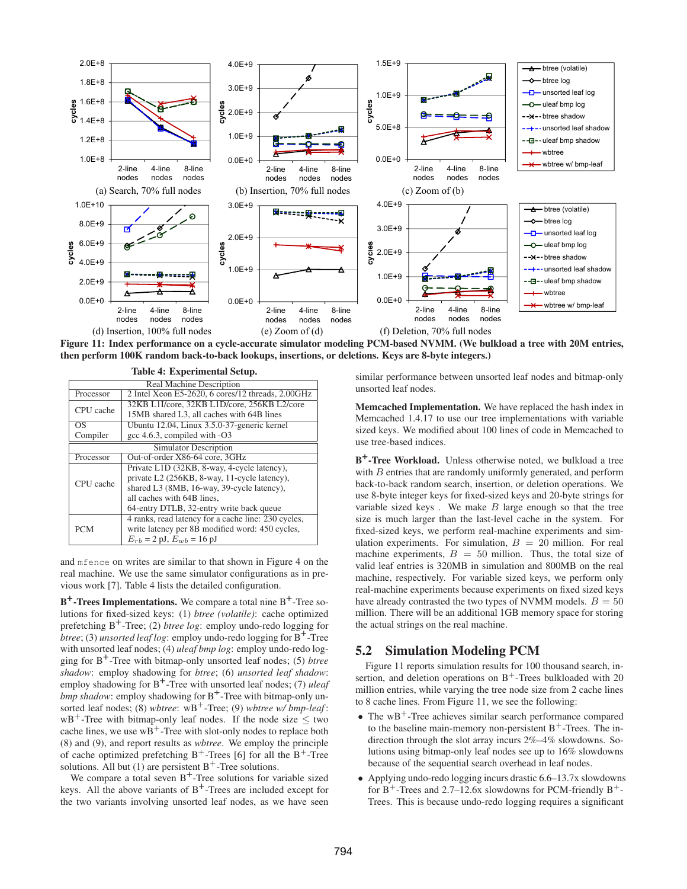Figure 11: Index performance on a cycle-accurate simulator modeling PCM-based NVMM. (We bulkload a tree with 20M entries, then perform 100K random back-to-back lookups, insertions, or deletions. Keys are 8-byte integers.)

(a) Search, 70% full nodes (b) Insertion, 70% full nodes (c) Zoom of (b) (d) Insertion, 100% full nodes (e) Zoom of (d) (f) Deletion, 70% full nodes

**Table 4: Experimental Setup.**

| Real Machine Description | |
|---|---|
| Processor | 2 Intel Xeon E5-2620, 6 cores/12 threads, 2.00GHz |
| CPU cache | 32KB L1I/core, 32KB L1D/core, 256KB L2/core 15MB shared L3, all caches with 64B lines |
| OS Compiler | Ubuntu 12.04, Linux 3.5.0-37-generic kernel gcc 4.6.3, compiled with -O3 |
| **Simulator Description** | |
| Processor | Out-of-order X86-64 core, 3GHz |
| CPU cache | Private L1D (32KB, 8-way, 4-cycle latency), private L2 (256KB, 8-way, 11-cycle latency), shared L3 (8MB, 16-way, 39-cycle latency), all caches with 64B lines, 64-entry DTLB, 32-entry write back queue |
| PCM | 4 ranks, read latency for a cache line: 230 cycles, write latency per 8B modified word: 450 cycles, $E_{rb}$ = 2 pJ, $E_{wb}$ = 16 pJ |

and `mfence` on writes are similar to that shown in Figure 4 on the real machine. We use the same simulator configurations as in previous work [7]. Table 4 lists the detailed configuration.

**B$^+$-Trees Implementations.** We compare a total nine B$^+$-Tree solutions for fixed-sized keys: (1) *btree (volatile)*: cache optimized prefetching B$^+$-Tree; (2) *btree log*: employ undo-redo logging for *btree*; (3) *unsorted leaf log*: employ undo-redo logging for B$^+$-Tree with unsorted leaf nodes; (4) *uleaf bmp log*: employ undo-redo logging for B$^+$-Tree with bitmap-only unsorted leaf nodes; (5) *btree shadow*: employ shadowing for *btree*; (6) *unsorted leaf shadow*: employ shadowing for B$^+$-Tree with unsorted leaf nodes; (7) *uleaf bmp shadow*: employ shadowing for B$^+$-Tree with bitmap-only unsorted leaf nodes; (8) *wbtree*: wB$^+$-Tree; (9) *wbtree w/ bmp-leaf*: wB$^+$-Tree with bitmap-only leaf nodes. If the node size $\leq$ two cache lines, we use wB$^+$-Tree with slot-only nodes to replace both (8) and (9), and report results as *wbtree*. We employ the principle of cache optimized prefetching B$^+$-Trees [6] for all the B$^+$-Tree solutions. All but (1) are persistent B$^+$-Tree solutions.

We compare a total seven B$^+$-Tree solutions for variable sized keys. All the above variants of B$^+$-Trees are included except for the two variants involving unsorted leaf nodes, as we have seen similar performance between unsorted leaf nodes and bitmap-only unsorted leaf nodes.

**Memcached Implementation.** We have replaced the hash index in Memcached 1.4.17 to use our tree implementations with variable sized keys. We modified about 100 lines of code in Memcached to use tree-based indices.

**B$^+$-Tree Workload.** Unless otherwise noted, we bulkload a tree with $B$ entries that are randomly uniformly generated, and perform back-to-back random search, insertion, or deletion operations. We use 8-byte integer keys for fixed-sized keys and 20-byte strings for variable sized keys . We make $B$ large enough so that the tree size is much larger than the last-level cache in the system. For fixed-sized keys, we perform real-machine experiments and simulation experiments. For simulation, $B$ = 20 million. For real machine experiments, $B$ = 50 million. Thus, the total size of valid leaf entries is 320MB in simulation and 800MB on the real machine, respectively. For variable sized keys, we perform only real-machine experiments because experiments on fixed sized keys have already contrasted the two types of NVMM models. $B$ = 50 million. There will be an additional 1GB memory space for storing the actual strings on the real machine.

## 5.2 Simulation Modeling PCM

Figure 11 reports simulation results for 100 thousand search, insertion, and deletion operations on B$^+$-Trees bulkloaded with 20 million entries, while varying the tree node size from 2 cache lines to 8 cache lines. From Figure 11, we see the following:

- The wB$^+$-Tree achieves similar search performance compared to the baseline main-memory non-persistent B$^+$-Trees. The indirection through the slot array incurs 2%–4% slowdowns. Solutions using bitmap-only leaf nodes see up to 16% slowdowns because of the sequential search overhead in leaf nodes.
- Applying undo-redo logging incurs drastic 6.6–13.7x slowdowns for B$^+$-Trees and 2.7–12.6x slowdowns for PCM-friendly B$^+$-Trees. This is because undo-redo logging requires a significant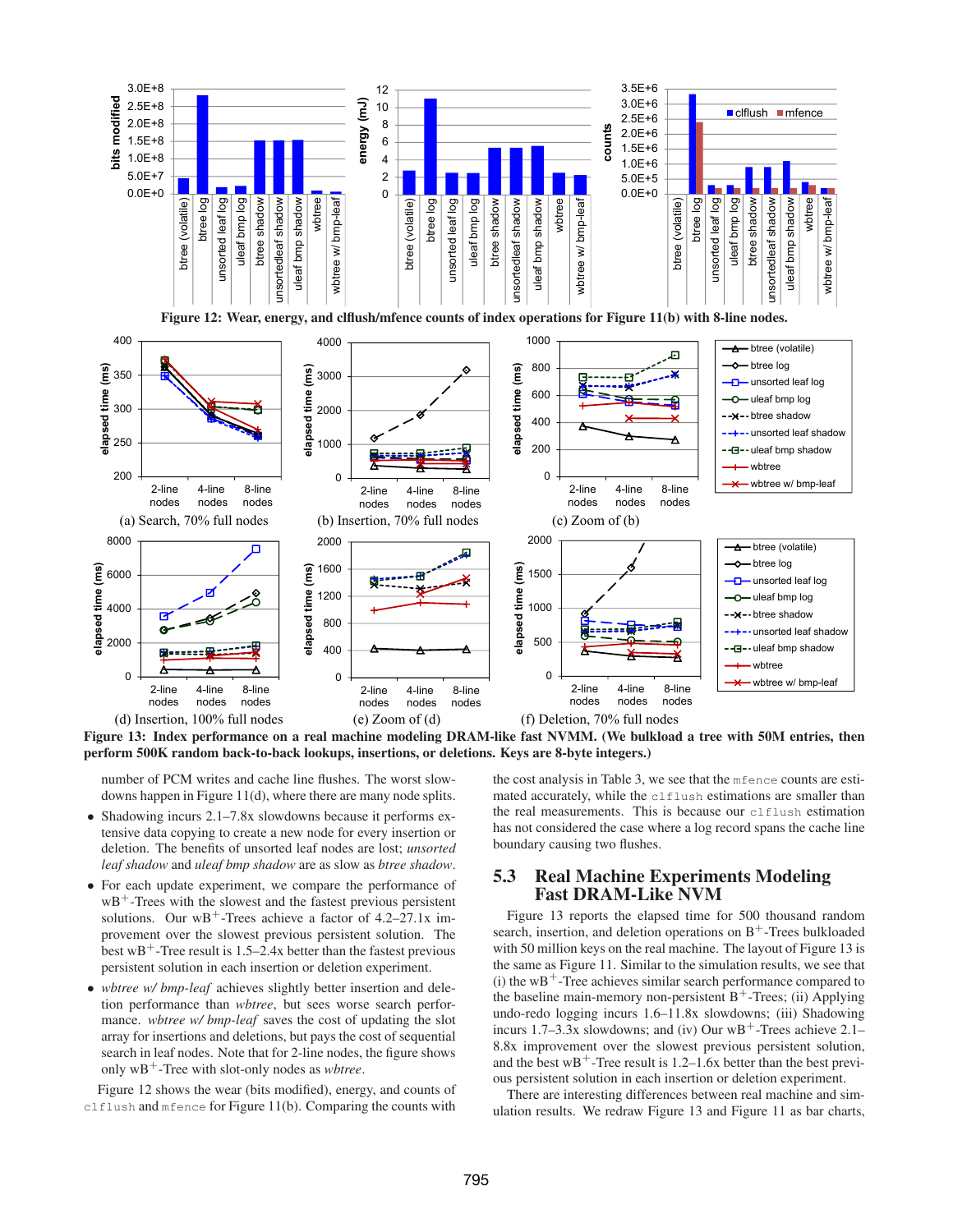Figure 12: Wear, energy, and clflush/mfence counts of index operations for Figure 11(b) with 8-line nodes.

Figure 13: Index performance on a real machine modeling DRAM-like fast NVMM. (We bulkload a tree with 50M entries, then perform 500K random back-to-back lookups, insertions, or deletions. Keys are 8-byte integers.)

number of PCM writes and cache line flushes. The worst slowdowns happen in Figure 11(d), where there are many node splits.

- Shadowing incurs 2.1–7.8x slowdowns because it performs extensive data copying to create a new node for every insertion or deletion. The benefits of unsorted leaf nodes are lost; *unsorted leaf shadow* and *uleaf bmp shadow* are as slow as *btree shadow*.
- For each update experiment, we compare the performance of wB$^+$-Trees with the slowest and the fastest previous persistent solutions. Our wB$^+$-Trees achieve a factor of 4.2–27.1x improvement over the slowest previous persistent solution. The best wB$^+$-Tree result is 1.5–2.4x better than the fastest previous persistent solution in each insertion or deletion experiment.
- *wbtree w/ bmp-leaf* achieves slightly better insertion and deletion performance than *wbtree*, but sees worse search performance. *wbtree w/ bmp-leaf* saves the cost of updating the slot array for insertions and deletions, but pays the cost of sequential search in leaf nodes. Note that for 2-line nodes, the figure shows only wB$^+$-Tree with slot-only nodes as *wbtree*.

Figure 12 shows the wear (bits modified), energy, and counts of `clflush` and `mfence` for Figure 11(b). Comparing the counts with the cost analysis in Table 3, we see that the `mfence` counts are estimated accurately, while the `clflush` estimations are smaller than the real measurements. This is because our `clflush` estimation has not considered the case where a log record spans the cache line boundary causing two flushes.

## 5.3 Real Machine Experiments Modeling Fast DRAM-Like NVM

Figure 13 reports the elapsed time for 500 thousand random search, insertion, and deletion operations on B$^+$-Trees bulkloaded with 50 million keys on the real machine. The layout of Figure 13 is the same as Figure 11. Similar to the simulation results, we see that (i) the wB$^+$-Tree achieves similar search performance compared to the baseline main-memory non-persistent B$^+$-Trees; (ii) Applying undo-redo logging incurs 1.6–11.8x slowdowns; (iii) Shadowing incurs 1.7–3.3x slowdowns; and (iv) Our wB$^+$-Trees achieve 2.1–8.8x improvement over the slowest previous persistent solution, and the best wB$^+$-Tree result is 1.2–1.6x better than the fastest previous persistent solution in each insertion or deletion experiment.

There are interesting differences between real machine and simulation results. We redraw Figure 13 and Figure 11 as bar charts,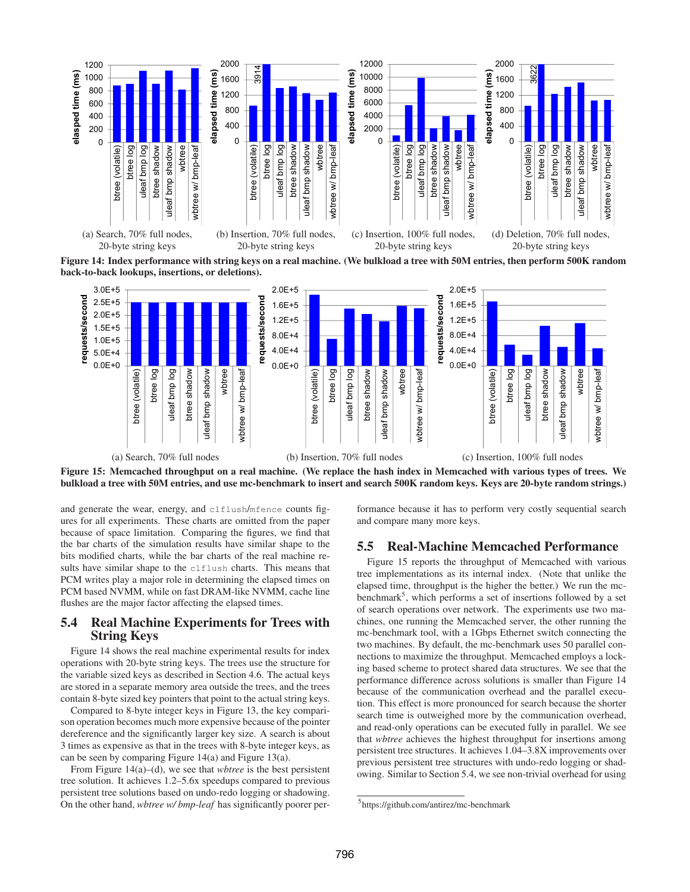(a) Search, 70% full nodes, 20-byte string keys

(b) Insertion, 70% full nodes, 20-byte string keys

(c) Insertion, 100% full nodes, 20-byte string keys

(d) Deletion, 70% full nodes, 20-byte string keys

**Figure 14: Index performance with string keys on a real machine. (We bulkload a tree with 50M entries, then perform 500K random back-to-back lookups, insertions, or deletions).**

(a) Search, 70% full nodes

(b) Insertion, 70% full nodes

(c) Insertion, 100% full nodes

**Figure 15: Memcached throughput on a real machine. (We replace the hash index in Memcached with various types of trees. We bulkload a tree with 50M entries, and use mc-benchmark to insert and search 500K random keys. Keys are 20-byte random strings.)**

and generate the wear, energy, and `clflush`/`mfence` counts figures for all experiments. These charts are omitted from the paper because of space limitation. Comparing the figures, we find that the bar charts of the simulation results have similar shape to the bits modified charts, while the bar charts of the real machine results have similar shape to the `clflush` charts. This means that PCM writes play a major role in determining the elapsed times on PCM based NVMM, while on fast DRAM-like NVMM, cache line flushes are the major factor affecting the elapsed times.

## 5.4 Real Machine Experiments for Trees with String Keys

Figure 14 shows the real machine experimental results for index operations with 20-byte string keys. The trees use the structure for the variable sized keys as described in Section 4.6. The actual keys are stored in a separate memory area outside the trees, and the trees contain 8-byte sized key pointers that point to the actual string keys.

Compared to 8-byte integer keys in Figure 13, the key comparison operation becomes much more expensive because of the pointer dereference and the significantly larger key size. A search is about 3 times as expensive as that in the trees with 8-byte integer keys, as can be seen by comparing Figure 14(a) and Figure 13(a).

From Figure 14(a)–(d), we see that *wbtree* is the best persistent tree solution. It achieves 1.2–5.6x speedups compared to previous persistent tree solutions based on undo-redo logging or shadowing. On the other hand, *wbtree w/ bmp-leaf* has significantly poorer performance because it has to perform very costly sequential search and compare many more keys.

## 5.5 Real-Machine Memcached Performance

Figure 15 reports the throughput of Memcached with various tree implementations as its internal index. (Note that unlike the elapsed time, throughput is the higher the better.) We run the mc-benchmark[5], which performs a set of insertions followed by a set of search operations over network. The experiments use two machines, one running the Memcached server, the other running the mc-benchmark tool, with a 1Gbps Ethernet switch connecting the two machines. By default, the mc-benchmark uses 50 parallel connections to maximize the throughput. Memcached employs a locking based scheme to protect shared data structures. We see that the performance difference across solutions is smaller than Figure 14 because of the communication overhead and the parallel execution. This effect is more pronounced for search because the shorter search time is outweighed more by the communication overhead, and read-only operations can be executed fully in parallel. We see that *wbtree* achieves the highest throughput for insertions among persistent tree structures. It achieves 1.04–3.8X improvements over previous persistent tree structures with undo-redo logging or shadowing. Similar to Section 5.4, we see non-trivial overhead for using

[5] https://github.com/antirez/mc-benchmark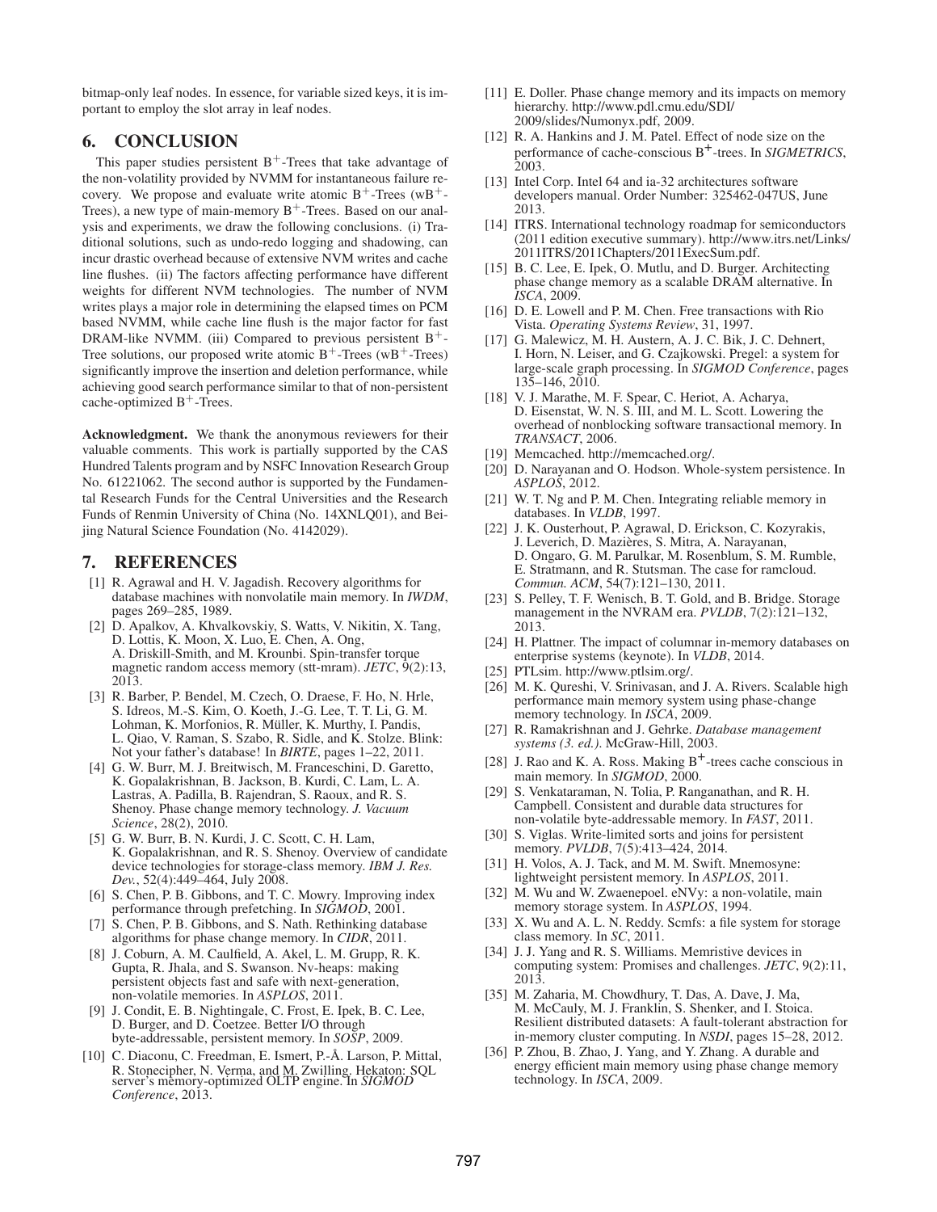bitmap-only leaf nodes. In essence, for variable sized keys, it is important to employ the slot array in leaf nodes.

## 6. CONCLUSION

This paper studies persistent $B^+$-Trees that take advantage of the non-volatility provided by NVMM for instantaneous failure recovery. We propose and evaluate write atomic $B^+$-Trees (w$B^+$-Trees), a new type of main-memory $B^+$-Trees. Based on our analysis and experiments, we draw the following conclusions. (i) Traditional solutions, such as undo-redo logging and shadowing, can incur drastic overhead because of extensive NVM writes and cache line flushes. (ii) The factors affecting performance have different weights for different NVM technologies. The number of NVM writes plays a major role in determining the elapsed times on PCM based NVMM, while cache line flush is the major factor for fast DRAM-like NVMM. (iii) Compared to previous persistent $B^+$-Tree solutions, our proposed write atomic $B^+$-Trees (w$B^+$-Trees) significantly improve the insertion and deletion performance, while achieving good search performance similar to that of non-persistent cache-optimized $B^+$-Trees.

**Acknowledgment.** We thank the anonymous reviewers for their valuable comments. This work is partially supported by the CAS Hundred Talents program and by NSFC Innovation Research Group No. 61221062. The second author is supported by the Fundamental Research Funds for the Central Universities and the Research Funds of Renmin University of China (No. 14XNLQ01), and Beijing Natural Science Foundation (No. 4142029).

## 7. REFERENCES

[1] R. Agrawal and H. V. Jagadish. Recovery algorithms for database machines with nonvolatile main memory. In *IWDM*, pages 269–285, 1989.

[2] D. Apalkov, A. Khvalkovskiy, S. Watts, V. Nikitin, X. Tang, D. Lottis, K. Moon, X. Luo, E. Chen, A. Ong, A. Driskill-Smith, and M. Krounbi. Spin-transfer torque magnetic random access memory (stt-mram). *JETC*, 9(2):13, 2013.

[3] R. Barber, P. Bendel, M. Czech, O. Draese, F. Ho, N. Hrle, S. Idreos, M.-S. Kim, O. Koeth, J.-G. Lee, T. T. Li, G. M. Lohman, K. Morfonios, R. Müller, K. Murthy, I. Pandis, L. Qiao, V. Raman, S. Szabo, R. Sidle, and K. Stolze. Blink: Not your father's database! In *BIRTE*, pages 1–22, 2011.

[4] G. W. Burr, M. J. Breitwisch, M. Franceschini, D. Garetto, K. Gopalakrishnan, B. Jackson, B. Kurdi, C. Lam, L. A. Lastras, A. Padilla, B. Rajendran, S. Raoux, and R. S. Shenoy. Phase change memory technology. *J. Vacuum Science*, 28(2), 2010.

[5] G. W. Burr, B. N. Kurdi, J. C. Scott, C. H. Lam, K. Gopalakrishnan, and R. S. Shenoy. Overview of candidate device technologies for storage-class memory. *IBM J. Res. Dev.*, 52(4):449–464, July 2008.

[6] S. Chen, P. B. Gibbons, and T. C. Mowry. Improving index performance through prefetching. In *SIGMOD*, 2001.

[7] S. Chen, P. B. Gibbons, and S. Nath. Rethinking database algorithms for phase change memory. In *CIDR*, 2011.

[8] J. Coburn, A. M. Caulfield, A. Akel, L. M. Grupp, R. K. Gupta, R. Jhala, and S. Swanson. Nv-heaps: making persistent objects fast and safe with next-generation, non-volatile memories. In *ASPLOS*, 2011.

[9] J. Condit, E. B. Nightingale, C. Frost, E. Ipek, B. C. Lee, D. Burger, and D. Coetzee. Better I/O through byte-addressable, persistent memory. In *SOSP*, 2009.

[10] C. Diaconu, C. Freedman, E. Ismert, P.-Å. Larson, P. Mittal, R. Stonecipher, N. Verma, and M. Zwilling. Hekaton: SQL server's memory-optimized OLTP engine. In *SIGMOD Conference*, 2013.

[11] E. Doller. Phase change memory and its impacts on memory hierarchy. http://www.pdl.cmu.edu/SDI/2009/slides/Numonyx.pdf, 2009.

[12] R. A. Hankins and J. M. Patel. Effect of node size on the performance of cache-conscious $B^+$-trees. In *SIGMETRICS*, 2003.

[13] Intel Corp. Intel 64 and ia-32 architectures software developers manual. Order Number: 325462-047US, June 2013.

[14] ITRS. International technology roadmap for semiconductors (2011 edition executive summary). http://www.itrs.net/Links/2011ITRS/2011Chapters/2011ExecSum.pdf.

[15] B. C. Lee, E. Ipek, O. Mutlu, and D. Burger. Architecting phase change memory as a scalable DRAM alternative. In *ISCA*, 2009.

[16] D. E. Lowell and P. M. Chen. Free transactions with Rio Vista. *Operating Systems Review*, 31, 1997.

[17] G. Malewicz, M. H. Austern, A. J. C. Bik, J. C. Dehnert, I. Horn, N. Leiser, and G. Czajkowski. Pregel: a system for large-scale graph processing. In *SIGMOD Conference*, pages 135–146, 2010.

[18] V. J. Marathe, M. F. Spear, C. Heriot, A. Acharya, D. Eisenstat, W. N. S. III, and M. L. Scott. Lowering the overhead of nonblocking software transactional memory. In *TRANSACT*, 2006.

[19] Memcached. http://memcached.org/.

[20] D. Narayanan and O. Hodson. Whole-system persistence. In *ASPLOS*, 2012.

[21] W. T. Ng and P. M. Chen. Integrating reliable memory in databases. In *VLDB*, 1997.

[22] J. K. Ousterhout, P. Agrawal, D. Erickson, C. Kozyrakis, J. Leverich, D. Mazières, S. Mitra, A. Narayanan, D. Ongaro, G. M. Parulkar, M. Rosenblum, S. M. Rumble, E. Stratmann, and R. Stutsman. The case for ramcloud. *Commun. ACM*, 54(7):121–130, 2011.

[23] S. Pelley, T. F. Wenisch, B. T. Gold, and B. Bridge. Storage management in the NVRAM era. *PVLDB*, 7(2):121–132, 2013.

[24] H. Plattner. The impact of columnar in-memory databases on enterprise systems (keynote). In *VLDB*, 2014.

[25] PTLsim. http://www.ptlsim.org/.

[26] M. K. Qureshi, V. Srinivasan, and J. A. Rivers. Scalable high performance main memory system using phase-change memory technology. In *ISCA*, 2009.

[27] R. Ramakrishnan and J. Gehrke. *Database management systems (3. ed.)*. McGraw-Hill, 2003.

[28] J. Rao and K. A. Ross. Making $B^+$-trees cache conscious in main memory. In *SIGMOD*, 2000.

[29] S. Venkataraman, N. Tolia, P. Ranganathan, and R. H. Campbell. Consistent and durable data structures for non-volatile byte-addressable memory. In *FAST*, 2011.

[30] S. Viglas. Write-limited sorts and joins for persistent memory. *PVLDB*, 7(5):413–424, 2014.

[31] H. Volos, A. J. Tack, and M. M. Swift. Mnemosyne: lightweight persistent memory. In *ASPLOS*, 2011.

[32] M. Wu and W. Zwaenepoel. eNVy: a non-volatile, main memory storage system. In *ASPLOS*, 1994.

[33] X. Wu and A. L. N. Reddy. Scmfs: a file system for storage class memory. In *SC*, 2011.

[34] J. J. Yang and R. S. Williams. Memristive devices in computing system: Promises and challenges. *JETC*, 9(2):11, 2013.

[35] M. Zaharia, M. Chowdhury, T. Das, A. Dave, J. Ma, M. McCauly, M. J. Franklin, S. Shenker, and I. Stoica. Resilient distributed datasets: A fault-tolerant abstraction for in-memory cluster computing. In *NSDI*, pages 15–28, 2012.

[36] P. Zhou, B. Zhao, J. Yang, and Y. Zhang. A durable and energy efficient main memory using phase change memory technology. In *ISCA*, 2009.